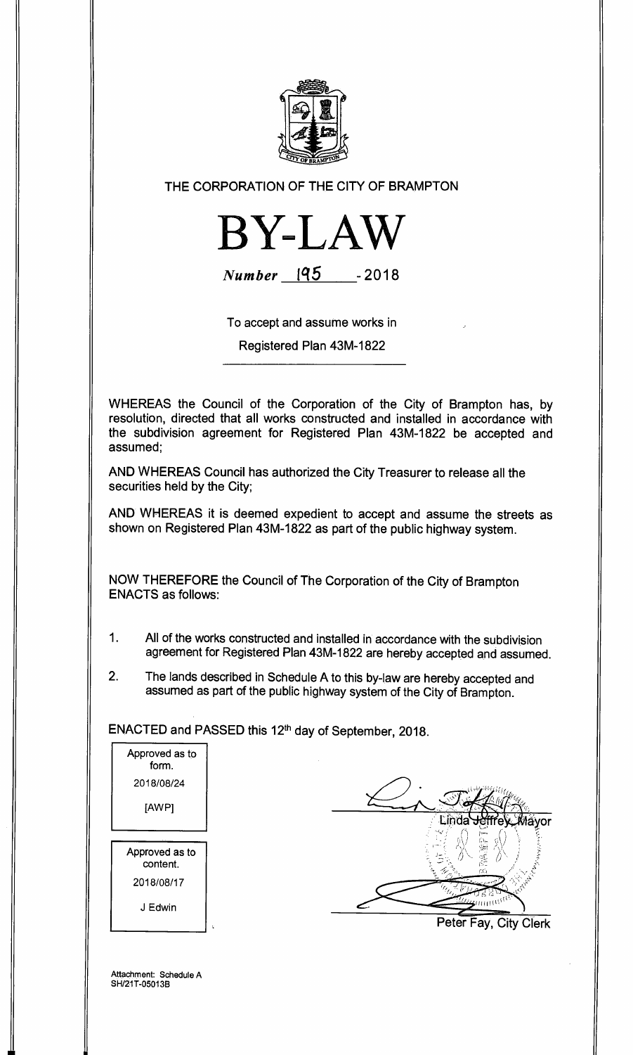THE CORPORATION OF THE CITY OF BRAMPTON

# BY-LAW

*Number* 195 - 2018

To accept and assume works in

Registered Plan 43M-1822

---

WHEREAS the Council of the Corporation of the City of Brampton has, by resolution, directed that all works constructed and installed in accordance with the subdivision agreement for Registered Plan 43M-1822 be accepted and assumed;

AND WHEREAS Council has authorized the City Treasurer to release all the securities held by the City;

AND WHEREAS it is deemed expedient to accept and assume the streets as shown on Registered Plan 43M-1822 as part of the public highway system.

NOW THEREFORE the Council of The Corporation of the City of Brampton ENACTS as follows:

1. All of the works constructed and installed in accordance with the subdivision agreement for Registered Plan 43M-1822 are hereby accepted and assumed.
2. The lands described in Schedule A to this by-law are hereby accepted and assumed as part of the public highway system of the City of Brampton.

ENACTED and PASSED this 12th day of September, 2018.

Approved as to form.
2018/08/24
[AWP]

Approved as to content.
2018/08/17
J Edwin

Linda Jeffrey, Mayor

Peter Fay, City Clerk

Attachment: Schedule A
SH/21T-05013B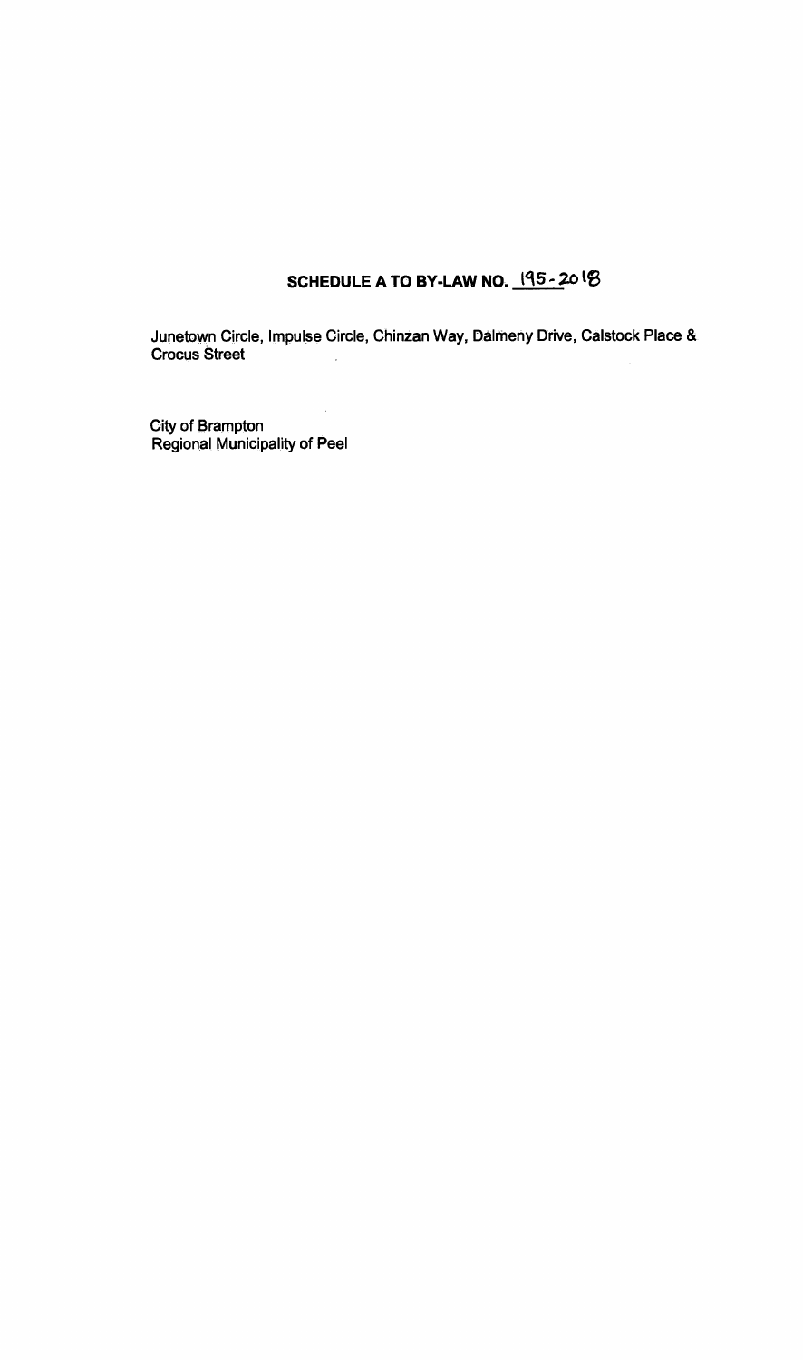## SCHEDULE A TO BY-LAW NO. 195-2018

Junetown Circle, Impulse Circle, Chinzan Way, Dalmeny Drive, Calstock Place & Crocus Street

City of Brampton
Regional Municipality of Peel